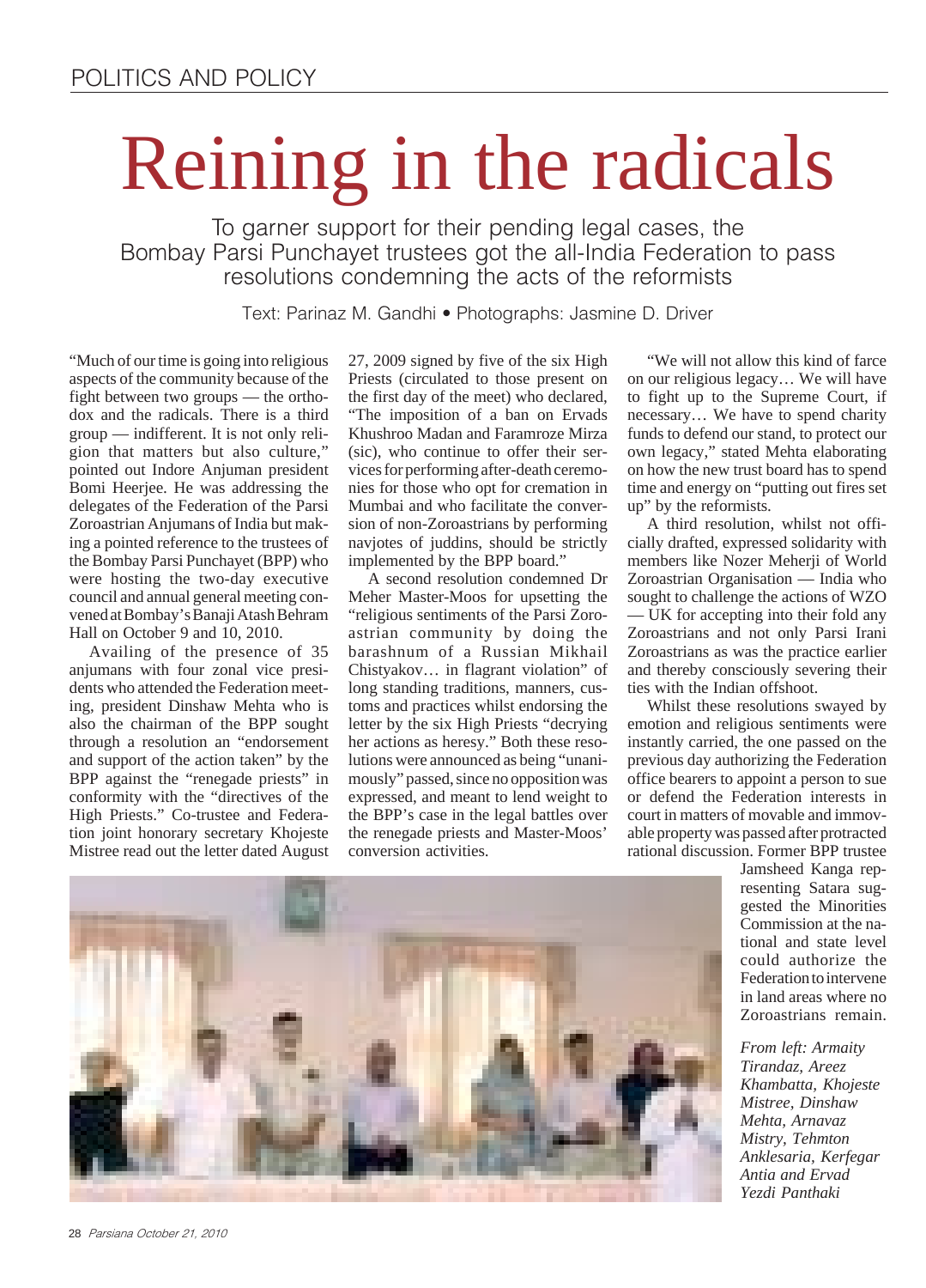POLITICS AND POLICY

# Reining in the radicals

To garner support for their pending legal cases, the Bombay Parsi Punchayet trustees got the all-India Federation to pass resolutions condemning the acts of the reformists

Text: Parinaz M. Gandhi • Photographs: Jasmine D. Driver

"Much of our time is going into religious aspects of the community because of the fight between two groups — the orthodox and the radicals. There is a third group — indifferent. It is not only religion that matters but also culture," pointed out Indore Anjuman president Bomi Heerjee. He was addressing the delegates of the Federation of the Parsi Zoroastrian Anjumans of India but making a pointed reference to the trustees of the Bombay Parsi Punchayet (BPP) who were hosting the two-day executive council and annual general meeting convened at Bombay's Banaji Atash Behram Hall on October 9 and 10, 2010.

Availing of the presence of 35 anjumans with four zonal vice presidents who attended the Federation meeting, president Dinshaw Mehta who is also the chairman of the BPP sought through a resolution an "endorsement and support of the action taken" by the BPP against the "renegade priests" in conformity with the "directives of the High Priests." Co-trustee and Federation joint honorary secretary Khojeste Mistree read out the letter dated August 27, 2009 signed by five of the six High Priests (circulated to those present on the first day of the meet) who declared, "The imposition of a ban on Ervads Khushroo Madan and Faramroze Mirza (sic), who continue to offer their services for performing after-death ceremonies for those who opt for cremation in Mumbai and who facilitate the conversion of non-Zoroastrians by performing navjotes of juddins, should be strictly implemented by the BPP board."

A second resolution condemned Dr Meher Master-Moos for upsetting the "religious sentiments of the Parsi Zoroastrian community by doing the barashnum of a Russian Mikhail Chistyakov… in flagrant violation" of long standing traditions, manners, customs and practices whilst endorsing the letter by the six High Priests "decrying her actions as heresy." Both these resolutions were announced as being "unanimously" passed, since no opposition was expressed, and meant to lend weight to the BPP's case in the legal battles over the renegade priests and Master-Moos' conversion activities.

"We will not allow this kind of farce on our religious legacy… We will have to fight up to the Supreme Court, if necessary… We have to spend charity funds to defend our stand, to protect our own legacy," stated Mehta elaborating on how the new trust board has to spend time and energy on "putting out fires set up" by the reformists.

A third resolution, whilst not officially drafted, expressed solidarity with members like Nozer Meherji of World Zoroastrian Organisation — India who sought to challenge the actions of WZO — UK for accepting into their fold any Zoroastrians and not only Parsi Irani Zoroastrians as was the practice earlier and thereby consciously severing their ties with the Indian offshoot.

Whilst these resolutions swayed by emotion and religious sentiments were instantly carried, the one passed on the previous day authorizing the Federation office bearers to appoint a person to sue or defend the Federation interests in court in matters of movable and immovable property was passed after protracted rational discussion. Former BPP trustee Jamsheed Kanga representing Satara suggested the Minorities Commission at the national and state level could authorize the Federation to intervene in land areas where no Zoroastrians remain.

*From left: Armaity Tirandaz, Areez Khambatta, Khojeste Mistree, Dinshaw Mehta, Arnavaz Mistry, Tehmton Anklesaria, Kerfegar Antia and Ervad Yezdi Panthaki*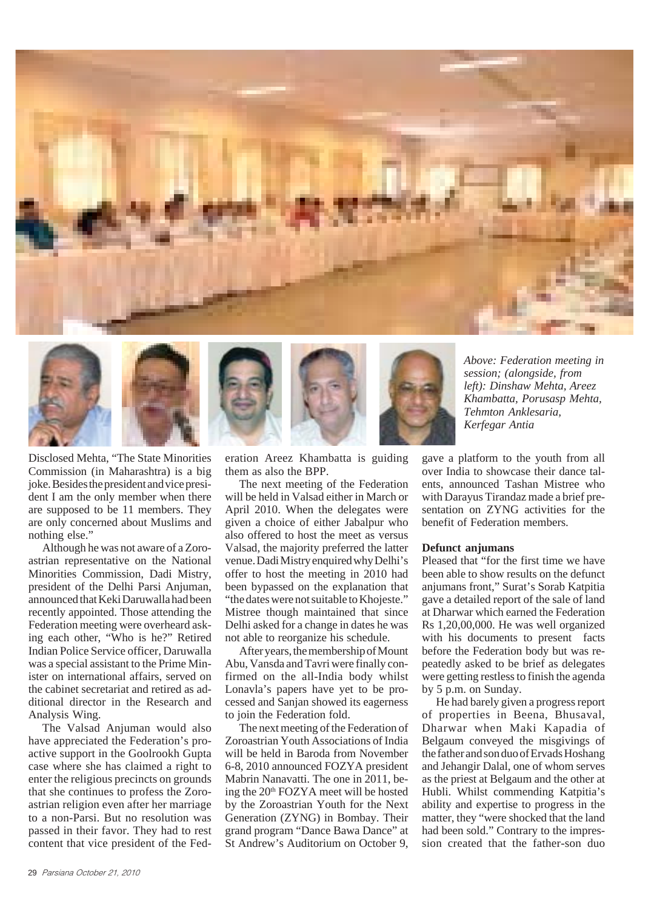*Above: Federation meeting in session; (alongside, from left): Dinshaw Mehta, Areez Khambatta, Porusasp Mehta, Tehmton Anklesaria, Kerfegar Antia*

Disclosed Mehta, "The State Minorities Commission (in Maharashtra) is a big joke. Besides the president and vice president I am the only member when there are supposed to be 11 members. They are only concerned about Muslims and nothing else."

Although he was not aware of a Zoroastrian representative on the National Minorities Commission, Dadi Mistry, president of the Delhi Parsi Anjuman, announced that Keki Daruwalla had been recently appointed. Those attending the Federation meeting were overheard asking each other, "Who is he?" Retired Indian Police Service officer, Daruwalla was a special assistant to the Prime Minister on international affairs, served on the cabinet secretariat and retired as additional director in the Research and Analysis Wing.

The Valsad Anjuman would also have appreciated the Federation's proactive support in the Goolrookh Gupta case where she has claimed a right to enter the religious precincts on grounds that she continues to profess the Zoroastrian religion even after her marriage to a non-Parsi. But no resolution was passed in their favor. They had to rest content that vice president of the Federation Areez Khambatta is guiding them as also the BPP.

The next meeting of the Federation will be held in Valsad either in March or April 2010. When the delegates were given a choice of either Jabalpur who also offered to host the meet as versus Valsad, the majority preferred the latter venue. Dadi Mistry enquired why Delhi's offer to host the meeting in 2010 had been bypassed on the explanation that "the dates were not suitable to Khojeste." Mistree though maintained that since Delhi asked for a change in dates he was not able to reorganize his schedule.

After years, the membership of Mount Abu, Vansda and Tavri were finally confirmed on the all-India body whilst Lonavla's papers have yet to be processed and Sanjan showed its eagerness to join the Federation fold.

The next meeting of the Federation of Zoroastrian Youth Associations of India will be held in Baroda from November 6-8, 2010 announced FOZYA president Mabrin Nanavatti. The one in 2011, being the 20th FOZYA meet will be hosted by the Zoroastrian Youth for the Next Generation (ZYNG) in Bombay. Their grand program "Dance Bawa Dance" at St Andrew's Auditorium on October 9, gave a platform to the youth from all over India to showcase their dance talents, announced Tashan Mistree who with Darayus Tirandaz made a brief presentation on ZYNG activities for the benefit of Federation members.

**Defunct anjumans**

Pleased that "for the first time we have been able to show results on the defunct anjumans front," Surat's Sorab Katpitia gave a detailed report of the sale of land at Dharwar which earned the Federation Rs 1,20,00,000. He was well organized with his documents to present facts before the Federation body but was repeatedly asked to be brief as delegates were getting restless to finish the agenda by 5 p.m. on Sunday.

He had barely given a progress report of properties in Beena, Bhusaval, Dharwar when Maki Kapadia of Belgaum conveyed the misgivings of the father and son duo of Ervads Hoshang and Jehangir Dalal, one of whom serves as the priest at Belgaum and the other at Hubli. Whilst commending Katpitia's ability and expertise to progress in the matter, they "were shocked that the land had been sold." Contrary to the impression created that the father-son duo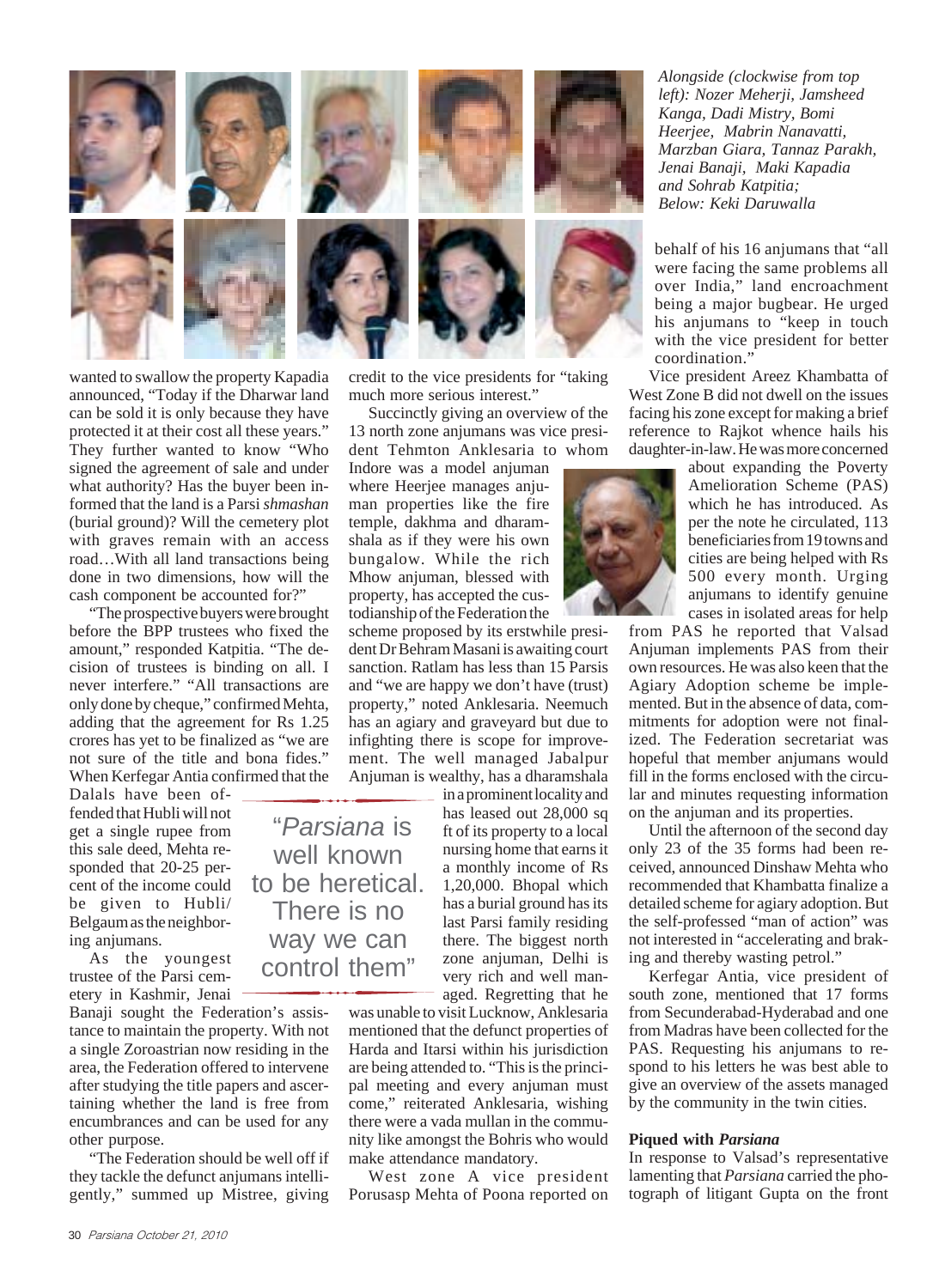*Alongside (clockwise from top left): Nozer Meherji, Jamsheed Kanga, Dadi Mistry, Bomi Heerjee, Mabrin Nanavatti, Marzban Giara, Tannaz Parakh, Jenai Banaji, Maki Kapadia and Sohrab Katpitia; Below: Keki Daruwalla*

wanted to swallow the property Kapadia announced, "Today if the Dharwar land can be sold it is only because they have protected it at their cost all these years." They further wanted to know "Who signed the agreement of sale and under what authority? Has the buyer been informed that the land is a Parsi *shmashan* (burial ground)? Will the cemetery plot with graves remain with an access road…With all land transactions being done in two dimensions, how will the cash component be accounted for?"

"The prospective buyers were brought before the BPP trustees who fixed the amount," responded Katpitia. "The decision of trustees is binding on all. I never interfere." "All transactions are only done by cheque," confirmed Mehta, adding that the agreement for Rs 1.25 crores has yet to be finalized as "we are not sure of the title and bona fides." When Kerfegar Antia confirmed that the Dalals have been offended that Hubli will not get a single rupee from this sale deed, Mehta responded that 20-25 percent of the income could be given to Hubli/Belgaum as the neighboring anjumans.

As the youngest trustee of the Parsi cemetery in Kashmir, Jenai Banaji sought the Federation's assistance to maintain the property. With not a single Zoroastrian now residing in the area, the Federation offered to intervene after studying the title papers and ascertaining whether the land is free from encumbrances and can be used for any other purpose.

"The Federation should be well off if they tackle the defunct anjumans intelligently," summed up Mistree, giving credit to the vice presidents for "taking much more serious interest."

> "*Parsiana* is well known to be heretical. There is no way we can control them"

Succinctly giving an overview of the 13 north zone anjumans was vice president Tehmton Anklesaria to whom Indore was a model anjuman where Heerjee manages anjuman properties like the fire temple, dakhma and dharamshala as if they were his own bungalow. While the rich Mhow anjuman, blessed with property, has accepted the custodianship of the Federation the scheme proposed by its erstwhile president Dr Behram Masani is awaiting court sanction. Ratlam has less than 15 Parsis and "we are happy we don't have (trust) property," noted Anklesaria. Neemuch has an agiary and graveyard but due to infighting there is scope for improvement. The well managed Jabalpur Anjuman is wealthy, has a dharamshala in a prominent locality and has leased out 28,000 sq ft of its property to a local nursing home that earns it a monthly income of Rs 1,20,000. Bhopal which has a burial ground has its last Parsi family residing there. The biggest north zone anjuman, Delhi is very rich and well managed. Regretting that he was unable to visit Lucknow, Anklesaria mentioned that the defunct properties of Harda and Itarsi within his jurisdiction are being attended to. "This is the principal meeting and every anjuman must come," reiterated Anklesaria, wishing there were a vada mullan in the community like amongst the Bohris who would make attendance mandatory.

West zone A vice president Porusasp Mehta of Poona reported on behalf of his 16 anjumans that "all were facing the same problems all over India," land encroachment being a major bugbear. He urged his anjumans to "keep in touch with the vice president for better coordination."

Vice president Areez Khambatta of West Zone B did not dwell on the issues facing his zone except for making a brief reference to Rajkot whence hails his daughter-in-law. He was more concerned about expanding the Poverty Amelioration Scheme (PAS) which he has introduced. As per the note he circulated, 113 beneficiaries from 19 towns and cities are being helped with Rs 500 every month. Urging anjumans to identify genuine cases in isolated areas for help from PAS he reported that Valsad Anjuman implements PAS from their own resources. He was also keen that the Agiary Adoption scheme be implemented. But in the absence of data, commitments for adoption were not finalized. The Federation secretariat was hopeful that member anjumans would fill in the forms enclosed with the circular and minutes requesting information on the anjuman and its properties.

Until the afternoon of the second day only 23 of the 35 forms had been received, announced Dinshaw Mehta who recommended that Khambatta finalize a detailed scheme for agiary adoption. But the self-professed "man of action" was not interested in "accelerating and braking and thereby wasting petrol."

Kerfegar Antia, vice president of south zone, mentioned that 17 forms from Secunderabad-Hyderabad and one from Madras have been collected for the PAS. Requesting his anjumans to respond to his letters he was best able to give an overview of the assets managed by the community in the twin cities.

### Piqued with *Parsiana*

In response to Valsad's representative lamenting that *Parsiana* carried the photograph of litigant Gupta on the front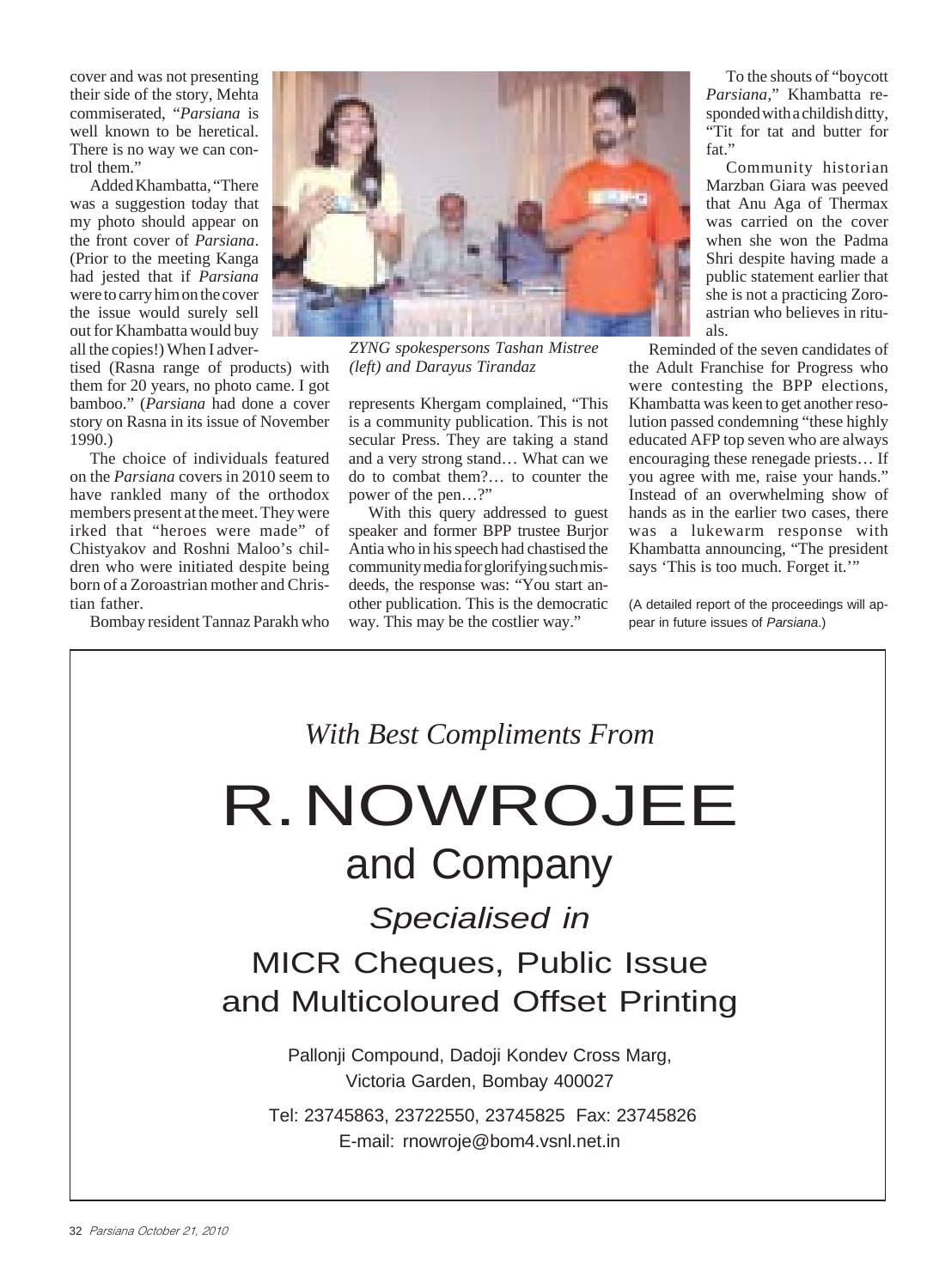cover and was not presenting their side of the story, Mehta commiserated, "*Parsiana* is well known to be heretical. There is no way we can control them."

Added Khambatta, "There was a suggestion today that my photo should appear on the front cover of *Parsiana*. (Prior to the meeting Kanga had jested that if *Parsiana* were to carry him on the cover the issue would surely sell out for Khambatta would buy all the copies!) When I advertised (Rasna range of products) with them for 20 years, no photo came. I got bamboo." (*Parsiana* had done a cover story on Rasna in its issue of November 1990.)

The choice of individuals featured on the *Parsiana* covers in 2010 seem to have rankled many of the orthodox members present at the meet. They were irked that "heroes were made" of Chistyakov and Roshni Maloo's children who were initiated despite being born of a Zoroastrian mother and Christian father.

Bombay resident Tannaz Parakh who represents Khergam complained, "This is a community publication. This is not secular Press. They are taking a stand and a very strong stand… What can we do to combat them?… to counter the power of the pen…?"

*ZYNG spokespersons Tashan Mistree (left) and Darayus Tirandaz*

With this query addressed to guest speaker and former BPP trustee Burjor Antia who in his speech had chastised the community media for glorifying such misdeeds, the response was: "You start another publication. This is the democratic way. This may be the costlier way."

To the shouts of "boycott *Parsiana*," Khambatta responded with a childish ditty, "Tit for tat and butter for fat."

Community historian Marzban Giara was peeved that Anu Aga of Thermax was carried on the cover when she won the Padma Shri despite having made a public statement earlier that she is not a practicing Zoroastrian who believes in rituals.

Reminded of the seven candidates of the Adult Franchise for Progress who were contesting the BPP elections, Khambatta was keen to get another resolution passed condemning "these highly educated AFP top seven who are always encouraging these renegade priests… If you agree with me, raise your hands." Instead of an overwhelming show of hands as in the earlier two cases, there was a lukewarm response with Khambatta announcing, "The president says 'This is too much. Forget it.'"

(A detailed report of the proceedings will appear in future issues of *Parsiana*.)

---

*With Best Compliments From*

# R. NOWROJEE
## and Company

*Specialised in*

MICR Cheques, Public Issue and Multicoloured Offset Printing

Pallonji Compound, Dadoji Kondev Cross Marg,
Victoria Garden, Bombay 400027

Tel: 23745863, 23722550, 23745825 Fax: 23745826
E-mail: rnowroje@bom4.vsnl.net.in